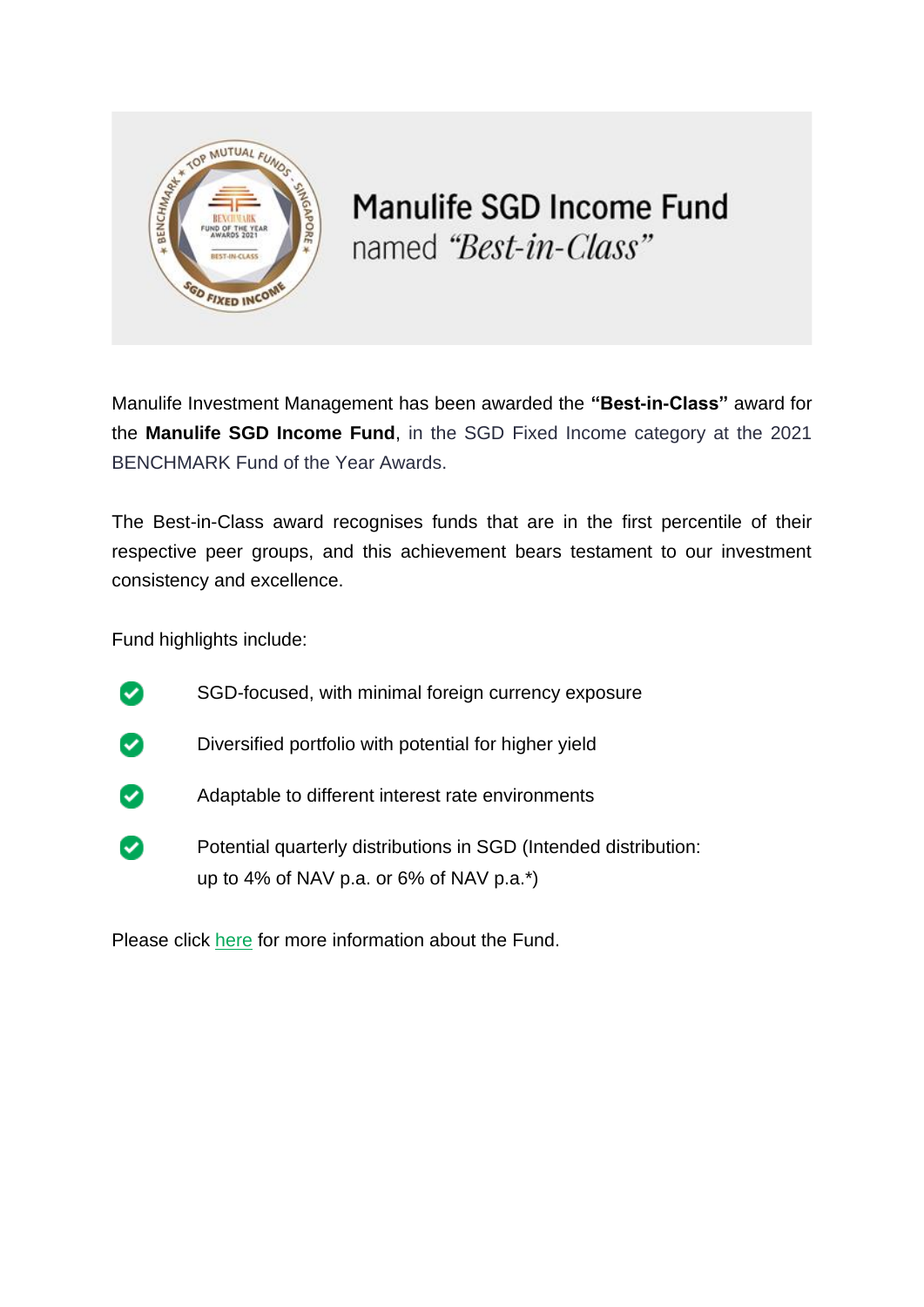# Manulife SGD Income Fund named *"Best-in-Class"*

Manulife Investment Management has been awarded the **"Best-in-Class"** award for the **Manulife SGD Income Fund**, in the SGD Fixed Income category at the 2021 BENCHMARK Fund of the Year Awards.

The Best-in-Class award recognises funds that are in the first percentile of their respective peer groups, and this achievement bears testament to our investment consistency and excellence.

Fund highlights include:

- SGD-focused, with minimal foreign currency exposure
- Diversified portfolio with potential for higher yield
- Adaptable to different interest rate environments
- Potential quarterly distributions in SGD (Intended distribution: up to 4% of NAV p.a. or 6% of NAV p.a.*)

Please click here for more information about the Fund.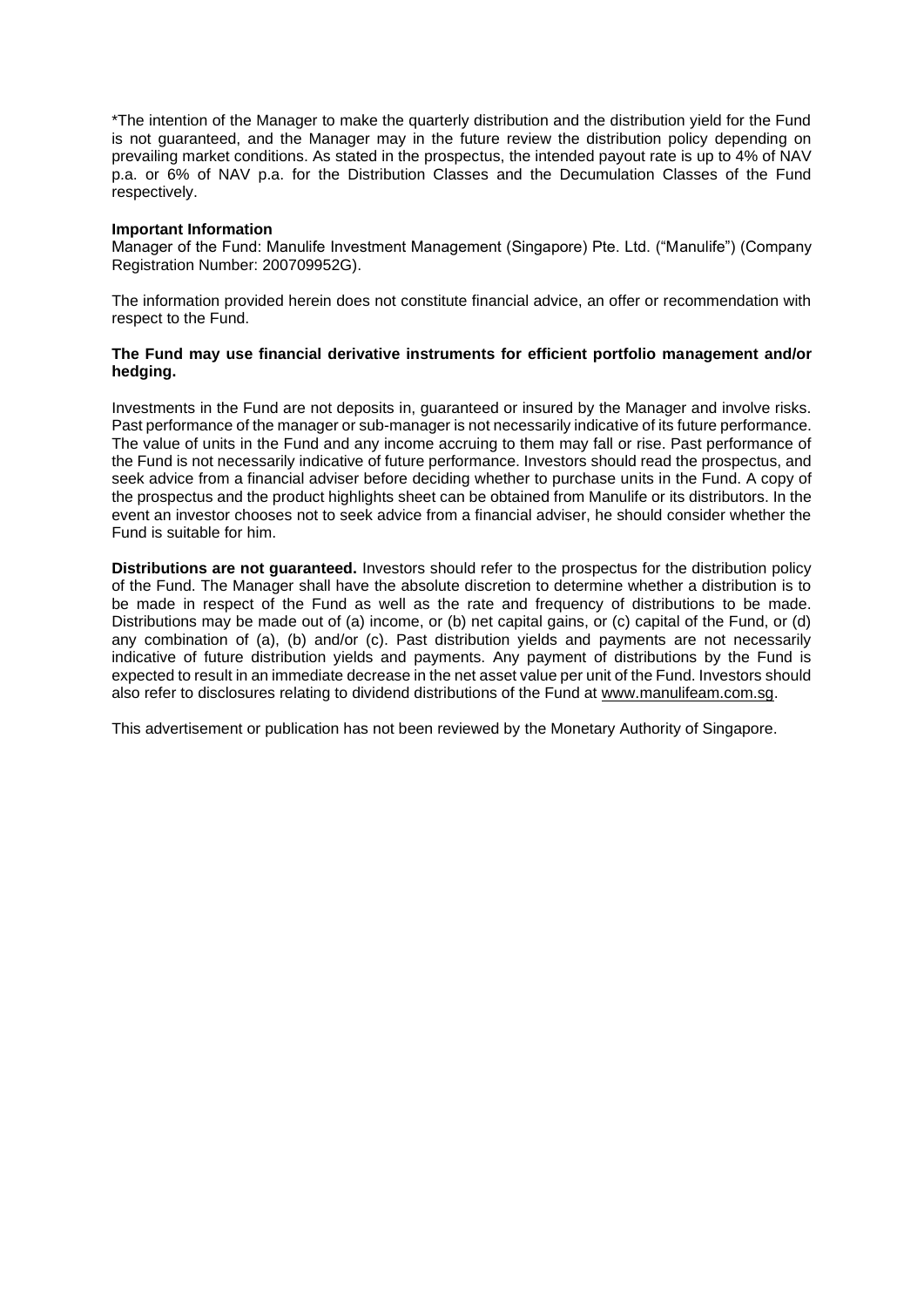*The intention of the Manager to make the quarterly distribution and the distribution yield for the Fund is not guaranteed, and the Manager may in the future review the distribution policy depending on prevailing market conditions. As stated in the prospectus, the intended payout rate is up to 4% of NAV p.a. or 6% of NAV p.a. for the Distribution Classes and the Decumulation Classes of the Fund respectively.

**Important Information**

Manager of the Fund: Manulife Investment Management (Singapore) Pte. Ltd. ("Manulife") (Company Registration Number: 200709952G).

The information provided herein does not constitute financial advice, an offer or recommendation with respect to the Fund.

**The Fund may use financial derivative instruments for efficient portfolio management and/or hedging.**

Investments in the Fund are not deposits in, guaranteed or insured by the Manager and involve risks. Past performance of the manager or sub-manager is not necessarily indicative of its future performance. The value of units in the Fund and any income accruing to them may fall or rise. Past performance of the Fund is not necessarily indicative of future performance. Investors should read the prospectus, and seek advice from a financial adviser before deciding whether to purchase units in the Fund. A copy of the prospectus and the product highlights sheet can be obtained from Manulife or its distributors. In the event an investor chooses not to seek advice from a financial adviser, he should consider whether the Fund is suitable for him.

**Distributions are not guaranteed.** Investors should refer to the prospectus for the distribution policy of the Fund. The Manager shall have the absolute discretion to determine whether a distribution is to be made in respect of the Fund as well as the rate and frequency of distributions to be made. Distributions may be made out of (a) income, or (b) net capital gains, or (c) capital of the Fund, or (d) any combination of (a), (b) and/or (c). Past distribution yields and payments are not necessarily indicative of future distribution yields and payments. Any payment of distributions by the Fund is expected to result in an immediate decrease in the net asset value per unit of the Fund. Investors should also refer to disclosures relating to dividend distributions of the Fund at www.manulifeam.com.sg.

This advertisement or publication has not been reviewed by the Monetary Authority of Singapore.